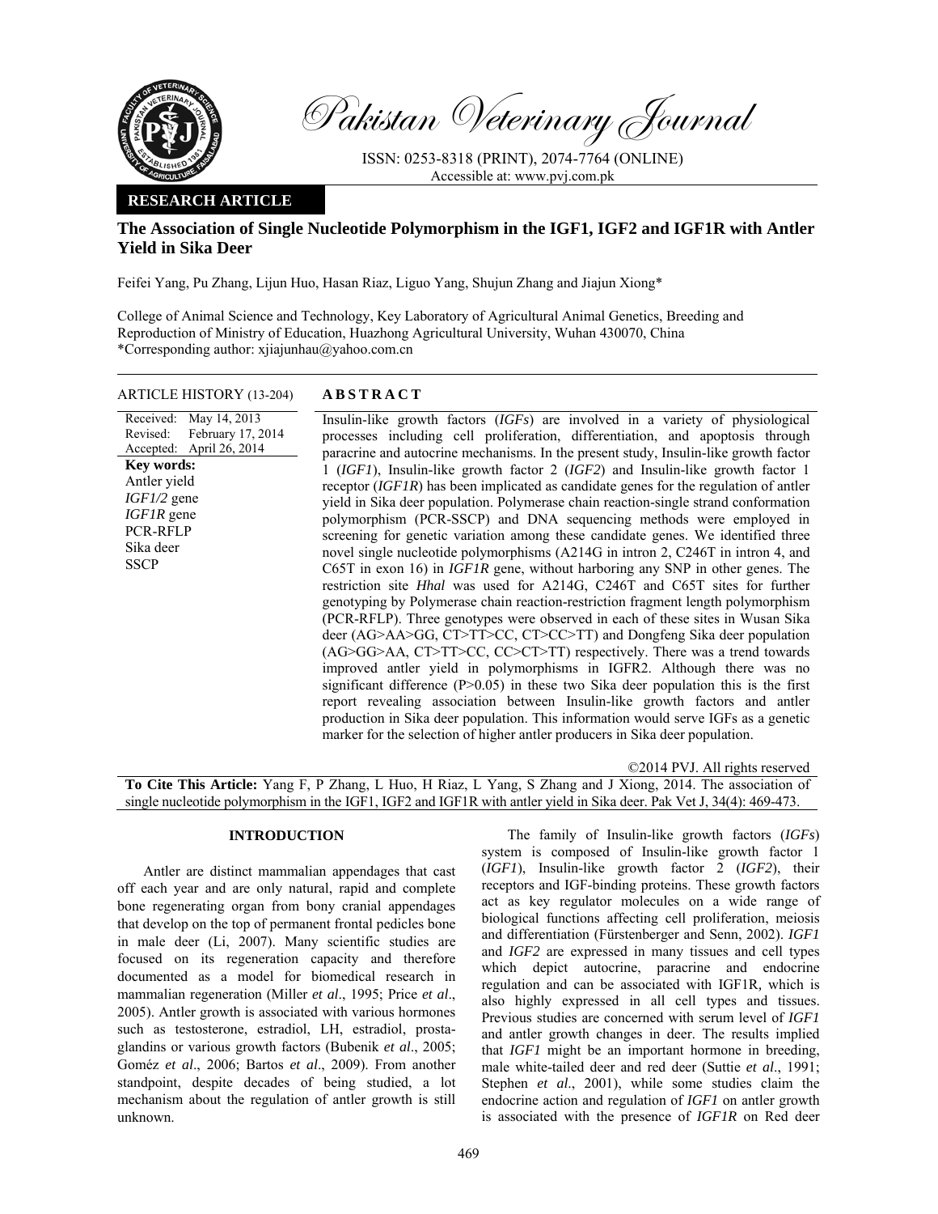Pakistan Veterinary Journal

ISSN: 0253-8318 (PRINT), 2074-7764 (ONLINE)
Accessible at: www.pvj.com.pk

**RESEARCH ARTICLE**

# The Association of Single Nucleotide Polymorphism in the IGF1, IGF2 and IGF1R with Antler Yield in Sika Deer

Feifei Yang, Pu Zhang, Lijun Huo, Hasan Riaz, Liguo Yang, Shujun Zhang and Jiajun Xiong*

College of Animal Science and Technology, Key Laboratory of Agricultural Animal Genetics, Breeding and Reproduction of Ministry of Education, Huazhong Agricultural University, Wuhan 430070, China
*Corresponding author: xjiajunhau@yahoo.com.cn

**ARTICLE HISTORY** (13-204)

Received: May 14, 2013
Revised: February 17, 2014
Accepted: April 26, 2014

**Key words:**
Antler yield
*IGF1/2* gene
*IGF1R* gene
PCR-RFLP
Sika deer
SSCP

## ABSTRACT

Insulin-like growth factors (*IGFs*) are involved in a variety of physiological processes including cell proliferation, differentiation, and apoptosis through paracrine and autocrine mechanisms. In the present study, Insulin-like growth factor 1 (*IGF1*), Insulin-like growth factor 2 (*IGF2*) and Insulin-like growth factor 1 receptor (*IGF1R*) has been implicated as candidate genes for the regulation of antler yield in Sika deer population. Polymerase chain reaction-single strand conformation polymorphism (PCR-SSCP) and DNA sequencing methods were employed in screening for genetic variation among these candidate genes. We identified three novel single nucleotide polymorphisms (A214G in intron 2, C246T in intron 4, and C65T in exon 16) in *IGF1R* gene, without harboring any SNP in other genes. The restriction site *HhaI* was used for A214G, C246T and C65T sites for further genotyping by Polymerase chain reaction-restriction fragment length polymorphism (PCR-RFLP). Three genotypes were observed in each of these sites in Wusan Sika deer (AG>AA>GG, CT>TT>CC, CT>CC>TT) and Dongfeng Sika deer population (AG>GG>AA, CT>TT>CC, CC>CT>TT) respectively. There was a trend towards improved antler yield in polymorphisms in IGFR2. Although there was no significant difference (P>0.05) in these two Sika deer population this is the first report revealing association between Insulin-like growth factors and antler production in Sika deer population. This information would serve IGFs as a genetic marker for the selection of higher antler producers in Sika deer population.

©2014 PVJ. All rights reserved

**To Cite This Article:** Yang F, P Zhang, L Huo, H Riaz, L Yang, S Zhang and J Xiong, 2014. The association of single nucleotide polymorphism in the IGF1, IGF2 and IGF1R with antler yield in Sika deer. Pak Vet J, 34(4): 469-473.

## INTRODUCTION

Antler are distinct mammalian appendages that cast off each year and are only natural, rapid and complete bone regenerating organ from bony cranial appendages that develop on the top of permanent frontal pedicles bone in male deer (Li, 2007). Many scientific studies are focused on its regeneration capacity and therefore documented as a model for biomedical research in mammalian regeneration (Miller *et al*., 1995; Price *et al*., 2005). Antler growth is associated with various hormones such as testosterone, estradiol, LH, estradiol, prostaglandins or various growth factors (Bubenik *et al*., 2005; Goméz *et al*., 2006; Bartos *et al*., 2009). From another standpoint, despite decades of being studied, a lot mechanism about the regulation of antler growth is still unknown.

The family of Insulin-like growth factors (*IGFs*) system is composed of Insulin-like growth factor 1 (*IGF1*), Insulin-like growth factor 2 (*IGF2*), their receptors and IGF-binding proteins. These growth factors act as key regulator molecules on a wide range of biological functions affecting cell proliferation, meiosis and differentiation (Fürstenberger and Senn, 2002). *IGF1* and *IGF2* are expressed in many tissues and cell types which depict autocrine, paracrine and endocrine regulation and can be associated with IGF1R*,* which is also highly expressed in all cell types and tissues. Previous studies are concerned with serum level of *IGF1* and antler growth changes in deer. The results implied that *IGF1* might be an important hormone in breeding, male white-tailed deer and red deer (Suttie *et al*., 1991; Stephen *et al*., 2001), while some studies claim the endocrine action and regulation of *IGF1* on antler growth is associated with the presence of *IGF1R* on Red deer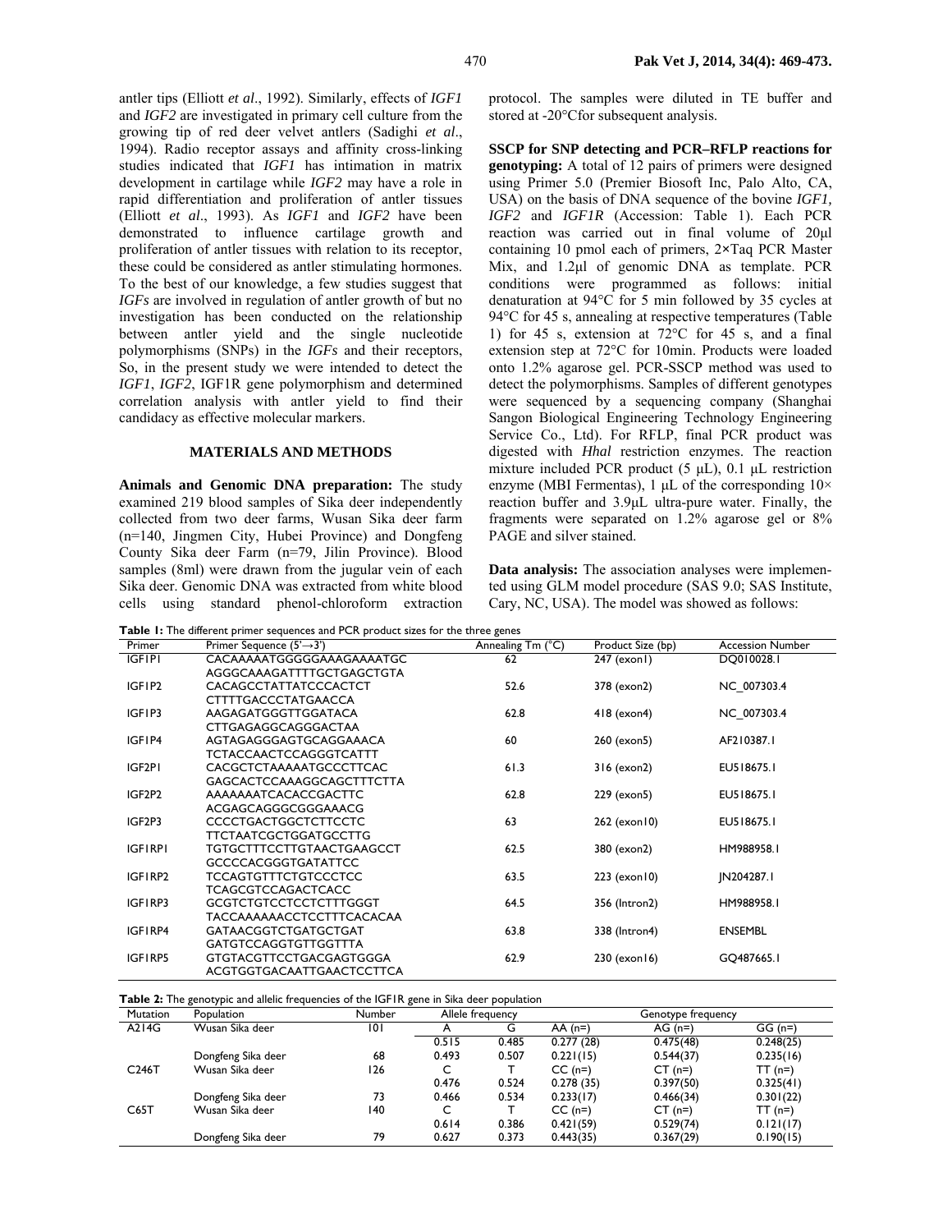antler tips (Elliott *et al*., 1992). Similarly, effects of *IGF1* and *IGF2* are investigated in primary cell culture from the growing tip of red deer velvet antlers (Sadighi *et al*., 1994). Radio receptor assays and affinity cross-linking studies indicated that *IGF1* has intimation in matrix development in cartilage while *IGF2* may have a role in rapid differentiation and proliferation of antler tissues (Elliott *et al*., 1993). As *IGF1* and *IGF2* have been demonstrated to influence cartilage growth and proliferation of antler tissues with relation to its receptor, these could be considered as antler stimulating hormones. To the best of our knowledge, a few studies suggest that *IGFs* are involved in regulation of antler growth of but no investigation has been conducted on the relationship between antler yield and the single nucleotide polymorphisms (SNPs) in the *IGFs* and their receptors, So, in the present study we were intended to detect the *IGF1*, *IGF2*, IGF1R gene polymorphism and determined correlation analysis with antler yield to find their candidacy as effective molecular markers.

## MATERIALS AND METHODS

**Animals and Genomic DNA preparation:** The study examined 219 blood samples of Sika deer independently collected from two deer farms, Wusan Sika deer farm (n=140, Jingmen City, Hubei Province) and Dongfeng County Sika deer Farm (n=79, Jilin Province). Blood samples (8ml) were drawn from the jugular vein of each Sika deer. Genomic DNA was extracted from white blood cells using standard phenol-chloroform extraction protocol. The samples were diluted in TE buffer and stored at -20°Cfor subsequent analysis.

**SSCP for SNP detecting and PCR–RFLP reactions for genotyping:** A total of 12 pairs of primers were designed using Primer 5.0 (Premier Biosoft Inc, Palo Alto, CA, USA) on the basis of DNA sequence of the bovine *IGF1, IGF2* and *IGF1R* (Accession: Table 1). Each PCR reaction was carried out in final volume of 20μl containing 10 pmol each of primers, 2×Taq PCR Master Mix, and 1.2μl of genomic DNA as template. PCR conditions were programmed as follows: initial denaturation at 94°C for 5 min followed by 35 cycles at 94°C for 45 s, annealing at respective temperatures (Table 1) for 45 s, extension at 72°C for 45 s, and a final extension step at 72°C for 10min. Products were loaded onto 1.2% agarose gel. PCR-SSCP method was used to detect the polymorphisms. Samples of different genotypes were sequenced by a sequencing company (Shanghai Sangon Biological Engineering Technology Engineering Service Co., Ltd). For RFLP, final PCR product was digested with *HhaI* restriction enzymes. The reaction mixture included PCR product (5 μL), 0.1 μL restriction enzyme (MBI Fermentas), 1 μL of the corresponding 10× reaction buffer and 3.9μL ultra-pure water. Finally, the fragments were separated on 1.2% agarose gel or 8% PAGE and silver stained.

**Data analysis:** The association analyses were implemented using GLM model procedure (SAS 9.0; SAS Institute, Cary, NC, USA). The model was showed as follows:

**Table 1:** The different primer sequences and PCR product sizes for the three genes

| Primer | Primer Sequence (5'→3') | Annealing Tm (°C) | Product Size (bp) | Accession Number |
|---|---|---|---|---|
| IGF1P1 | CACAAAAATGGGGGAAAGAAAATGC<br>AGGGCAAAGATTTTGCTGAGCTGTA | 62 | 247 (exon1) | DQ010028.1 |
| IGF1P2 | CACAGCCTATTATCCCACTCT<br>CTTTTGACCCTATGAACCA | 52.6 | 378 (exon2) | NC_007303.4 |
| IGF1P3 | AAGAGATGGGTTGGATACA<br>CTTGAGAGGCAGGGACTAA | 62.8 | 418 (exon4) | NC_007303.4 |
| IGF1P4 | AGTAGAGGGAGTGCAGGAAACA<br>TCTACCAACTCCAGGGTCATTT | 60 | 260 (exon5) | AF210387.1 |
| IGF2P1 | CACGCTCTAAAAATGCCCTTCAC<br>GAGCACTCCAAAGGCAGCTTTCTTA | 61.3 | 316 (exon2) | EU518675.1 |
| IGF2P2 | AAAAAAATCACACCGACTTC<br>ACGAGCAGGGCGGGAAACG | 62.8 | 229 (exon5) | EU518675.1 |
| IGF2P3 | CCCCTGACTGGCTCTTCCTC<br>TTCTAATCGCTGGATGCCTTG | 63 | 262 (exon10) | EU518675.1 |
| IGF1RP1 | TGTGCTTTCCTTGTAACTGAAGCCT<br>GCCCCACGGGTGATATTCC | 62.5 | 380 (exon2) | HM988958.1 |
| IGF1RP2 | TCCAGTGTTTCTGTCCCTCC<br>TCAGCGTCCAGACTCACC | 63.5 | 223 (exon10) | JN204287.1 |
| IGF1RP3 | GCGTCTGTCCTCCTCTTTGGGT<br>TACCAAAAAACCTCCTTTCACACAA | 64.5 | 356 (Intron2) | HM988958.1 |
| IGF1RP4 | GATAACGGTCTGATGCTGAT<br>GATGTCCAGGTGTTGGTTTA | 63.8 | 338 (Intron4) | ENSEMBL |
| IGF1RP5 | GTGTACGTTCCTGACGAGTGGGA<br>ACGTGGTGACAATTGAACTCCTTCA | 62.9 | 230 (exon16) | GQ487665.1 |

**Table 2:** The genotypic and allelic frequencies of the IGF1R gene in Sika deer population

| Mutation | Population | Number | Allele frequency | | Genotype frequency | | |
|---|---|---|---|---|---|---|---|
| A214G | Wusan Sika deer | 101 | A | G | AA (n=) | AG (n=) | GG (n=) |
| | | | 0.515 | 0.485 | 0.277 (28) | 0.475(48) | 0.248(25) |
| | Dongfeng Sika deer | 68 | 0.493 | 0.507 | 0.221(15) | 0.544(37) | 0.235(16) |
| C246T | Wusan Sika deer | 126 | C | T | CC (n=) | CT (n=) | TT (n=) |
| | | | 0.476 | 0.524 | 0.278 (35) | 0.397(50) | 0.325(41) |
| | Dongfeng Sika deer | 73 | 0.466 | 0.534 | 0.233(17) | 0.466(34) | 0.301(22) |
| C65T | Wusan Sika deer | 140 | C | T | CC (n=) | CT (n=) | TT (n=) |
| | | | 0.614 | 0.386 | 0.421(59) | 0.529(74) | 0.121(17) |
| | Dongfeng Sika deer | 79 | 0.627 | 0.373 | 0.443(35) | 0.367(29) | 0.190(15) |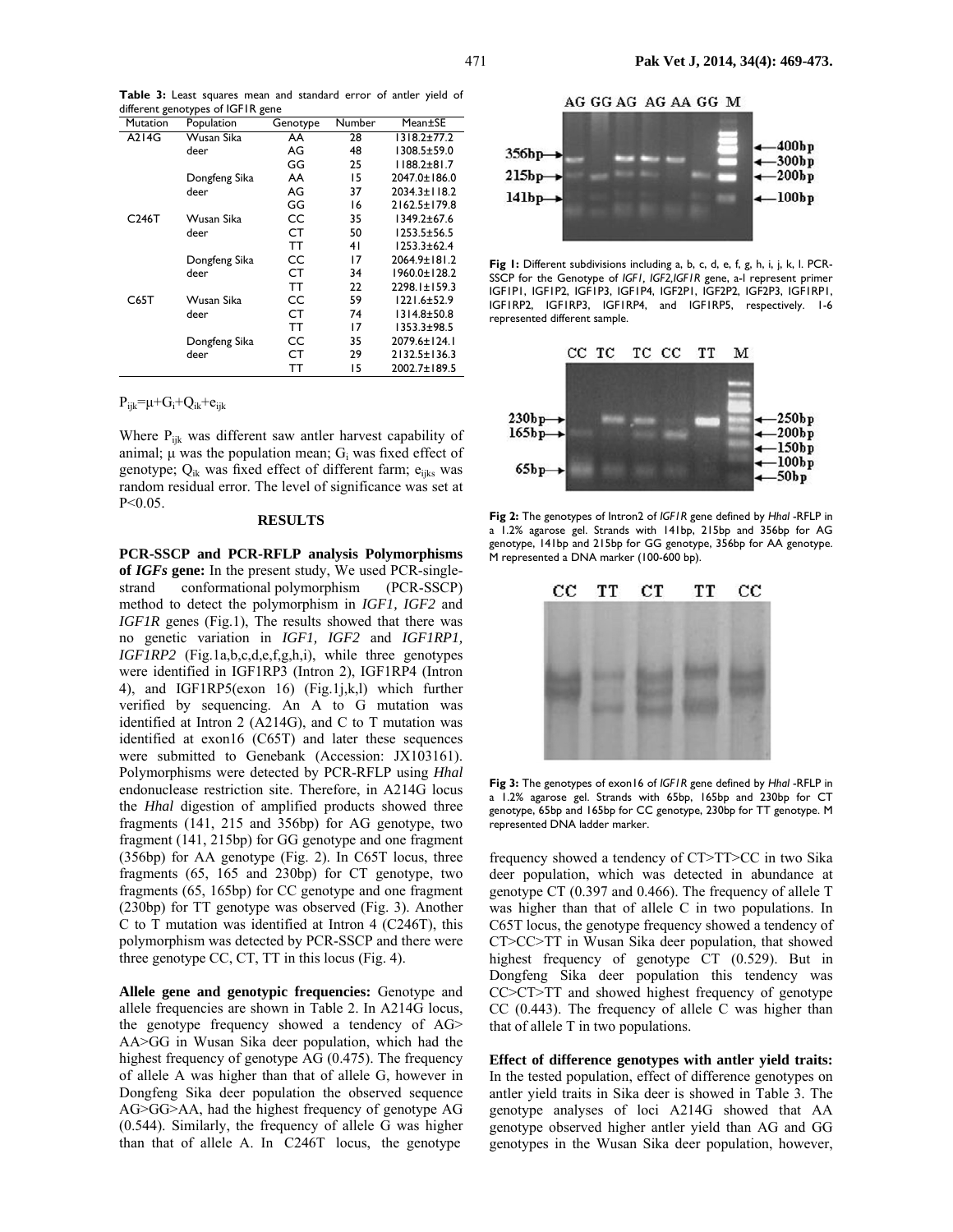**Table 3:** Least squares mean and standard error of antler yield of different genotypes of IGF1R gene

| Mutation | Population | Genotype | Number | Mean±SE |
|---|---|---|---|---|
| A214G | Wusan Sika deer | AA | 28 | 1318.2±77.2 |
| | | AG | 48 | 1308.5±59.0 |
| | | GG | 25 | 1188.2±81.7 |
| | Dongfeng Sika deer | AA | 15 | 2047.0±186.0 |
| | | AG | 37 | 2034.3±118.2 |
| | | GG | 16 | 2162.5±179.8 |
| C246T | Wusan Sika deer | CC | 35 | 1349.2±67.6 |
| | | CT | 50 | 1253.5±56.5 |
| | | TT | 41 | 1253.3±62.4 |
| | Dongfeng Sika deer | CC | 17 | 2064.9±181.2 |
| | | CT | 34 | 1960.0±128.2 |
| | | TT | 22 | 2298.1±159.3 |
| C65T | Wusan Sika deer | CC | 59 | 1221.6±52.9 |
| | | CT | 74 | 1314.8±50.8 |
| | | TT | 17 | 1353.3±98.5 |
| | Dongfeng Sika deer | CC | 35 | 2079.6±124.1 |
| | | CT | 29 | 2132.5±136.3 |
| | | TT | 15 | 2002.7±189.5 |

$P_{ijk}=\mu+G_i+Q_{ik}+e_{ijk}$

Where $P_{ijk}$ was different saw antler harvest capability of animal; $\mu$ was the population mean; $G_i$ was fixed effect of genotype; $Q_{ik}$ was fixed effect of different farm; $e_{ijks}$ was random residual error. The level of significance was set at $P<0.05$.

## RESULTS

**PCR-SSCP and PCR-RFLP analysis Polymorphisms of *IGFs* gene:** In the present study, We used PCR-single-strand conformational polymorphism (PCR-SSCP) method to detect the polymorphism in *IGF1, IGF2* and *IGF1R* genes (Fig.1), The results showed that there was no genetic variation in *IGF1, IGF2* and *IGF1RP1, IGF1RP2* (Fig.1a,b,c,d,e,f,g,h,i), while three genotypes were identified in IGF1RP3 (Intron 2), IGF1RP4 (Intron 4), and IGF1RP5(exon 16) (Fig.1j,k,l) which further verified by sequencing. An A to G mutation was identified at Intron 2 (A214G), and C to T mutation was identified at exon16 (C65T) and later these sequences were submitted to Genebank (Accession: JX103161). Polymorphisms were detected by PCR-RFLP using *HhaI* endonuclease restriction site. Therefore, in A214G locus the *HhaI* digestion of amplified products showed three fragments (141, 215 and 356bp) for AG genotype, two fragment (141, 215bp) for GG genotype and one fragment (356bp) for AA genotype (Fig. 2). In C65T locus, three fragments (65, 165 and 230bp) for CT genotype, two fragments (65, 165bp) for CC genotype and one fragment (230bp) for TT genotype was observed (Fig. 3). Another C to T mutation was identified at Intron 4 (C246T), this polymorphism was detected by PCR-SSCP and there were three genotype CC, CT, TT in this locus (Fig. 4).

**Allele gene and genotypic frequencies:** Genotype and allele frequencies are shown in Table 2. In A214G locus, the genotype frequency showed a tendency of AG> AA>GG in Wusan Sika deer population, which had the highest frequency of genotype AG (0.475). The frequency of allele A was higher than that of allele G, however in Dongfeng Sika deer population the observed sequence AG>GG>AA, had the highest frequency of genotype AG (0.544). Similarly, the frequency of allele G was higher than that of allele A. In C246T locus, the genotype frequency showed a tendency of CT>TT>CC in two Sika deer population, which was detected in abundance at genotype CT (0.397 and 0.466). The frequency of allele T was higher than that of allele C in two populations. In C65T locus, the genotype frequency showed a tendency of CT>CC>TT in Wusan Sika deer population, that showed highest frequency of genotype CT (0.529). But in Dongfeng Sika deer population this tendency was CC>CT>TT and showed highest frequency of genotype CC (0.443). The frequency of allele C was higher than that of allele T in two populations.

**Effect of difference genotypes with antler yield traits:** In the tested population, effect of difference genotypes on antler yield traits in Sika deer is showed in Table 3. The genotype analyses of loci A214G showed that AA genotype observed higher antler yield than AG and GG genotypes in the Wusan Sika deer population, however,

**Fig 1:** Different subdivisions including a, b, c, d, e, f, g, h, i, j, k, l. PCR-SSCP for the Genotype of *IGF1, IGF2,IGF1R* gene, a-l represent primer IGF1P1, IGF1P2, IGF1P3, IGF1P4, IGF2P1, IGF2P2, IGF2P3, IGF1RP1, IGF1RP2, IGF1RP3, IGF1RP4, and IGF1RP5, respectively. 1-6 represented different sample.

**Fig 2:** The genotypes of Intron2 of *IGF1R* gene defined by *HhaI* -RFLP in a 1.2% agarose gel. Strands with 141bp, 215bp and 356bp for AG genotype, 141bp and 215bp for GG genotype, 356bp for AA genotype. M represented a DNA marker (100-600 bp).

**Fig 3:** The genotypes of exon16 of *IGF1R* gene defined by *HhaI* -RFLP in a 1.2% agarose gel. Strands with 65bp, 165bp and 230bp for CT genotype, 65bp and 165bp for CC genotype, 230bp for TT genotype. M represented DNA ladder marker.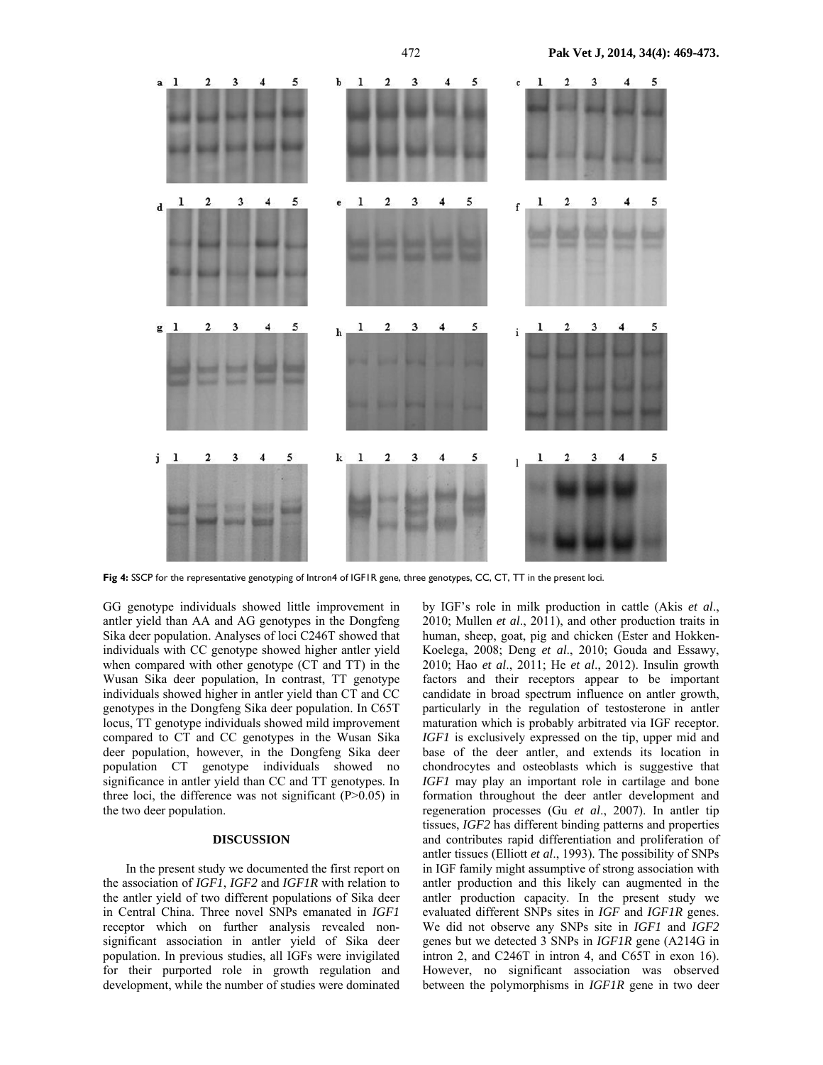**Fig 4:** SSCP for the representative genotyping of Intron4 of IGF1R gene, three genotypes, CC, CT, TT in the present loci.

GG genotype individuals showed little improvement in antler yield than AA and AG genotypes in the Dongfeng Sika deer population. Analyses of loci C246T showed that individuals with CC genotype showed higher antler yield when compared with other genotype (CT and TT) in the Wusan Sika deer population, In contrast, TT genotype individuals showed higher in antler yield than CT and CC genotypes in the Dongfeng Sika deer population. In C65T locus, TT genotype individuals showed mild improvement compared to CT and CC genotypes in the Wusan Sika deer population, however, in the Dongfeng Sika deer population CT genotype individuals showed no significance in antler yield than CC and TT genotypes. In three loci, the difference was not significant (P>0.05) in the two deer population.

## DISCUSSION

In the present study we documented the first report on the association of *IGF1*, *IGF2* and *IGF1R* with relation to the antler yield of two different populations of Sika deer in Central China. Three novel SNPs emanated in *IGF1* receptor which on further analysis revealed non-significant association in antler yield of Sika deer population. In previous studies, all IGFs were invigilated for their purported role in growth regulation and development, while the number of studies were dominated by IGF's role in milk production in cattle (Akis *et al*., 2010; Mullen *et al*., 2011), and other production traits in human, sheep, goat, pig and chicken (Ester and Hokken-Koelega, 2008; Deng *et al*., 2010; Gouda and Essawy, 2010; Hao *et al*., 2011; He *et al*., 2012). Insulin growth factors and their receptors appear to be important candidate in broad spectrum influence on antler growth, particularly in the regulation of testosterone in antler maturation which is probably arbitrated via IGF receptor. *IGF1* is exclusively expressed on the tip, upper mid and base of the deer antler, and extends its location in chondrocytes and osteoblasts which is suggestive that *IGF1* may play an important role in cartilage and bone formation throughout the deer antler development and regeneration processes (Gu *et al*., 2007). In antler tip tissues, *IGF2* has different binding patterns and properties and contributes rapid differentiation and proliferation of antler tissues (Elliott *et al*., 1993). The possibility of SNPs in IGF family might assumptive of strong association with antler production and this likely can augmented in the antler production capacity. In the present study we evaluated different SNPs sites in *IGF* and *IGF1R* genes. We did not observe any SNPs site in *IGF1* and *IGF2* genes but we detected 3 SNPs in *IGF1R* gene (A214G in intron 2, and C246T in intron 4, and C65T in exon 16). However, no significant association was observed between the polymorphisms in *IGF1R* gene in two deer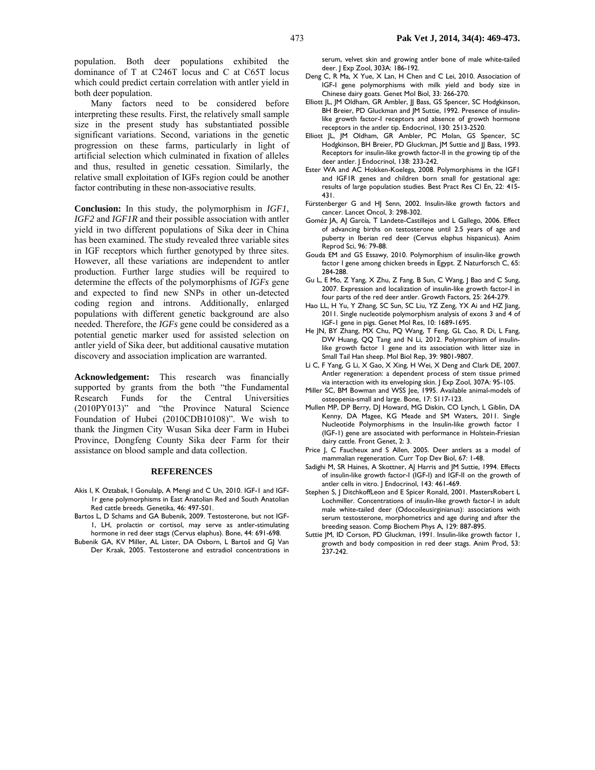population. Both deer populations exhibited the dominance of T at C246T locus and C at C65T locus which could predict certain correlation with antler yield in both deer population.

Many factors need to be considered before interpreting these results. First, the relatively small sample size in the present study has substantiated possible significant variations. Second, variations in the genetic progression on these farms, particularly in light of artificial selection which culminated in fixation of alleles and thus, resulted in genetic cessation. Similarly, the relative small exploitation of IGFs region could be another factor contributing in these non-associative results.

**Conclusion:** In this study, the polymorphism in *IGF1*, *IGF2* and *IGF1R* and their possible association with antler yield in two different populations of Sika deer in China has been examined. The study revealed three variable sites in IGF receptors which further genotyped by three sites. However, all these variations are independent to antler production. Further large studies will be required to determine the effects of the polymorphisms of *IGFs* gene and expected to find new SNPs in other un-detected coding region and introns. Additionally, enlarged populations with different genetic background are also needed. Therefore, the *IGFs* gene could be considered as a potential genetic marker used for assisted selection on antler yield of Sika deer, but additional causative mutation discovery and association implication are warranted.

**Acknowledgement:** This research was financially supported by grants from the both "the Fundamental Research Funds for the Central Universities (2010PY013)" and "the Province Natural Science Foundation of Hubei (2010CDB10108)". We wish to thank the Jingmen City Wusan Sika deer Farm in Hubei Province, Dongfeng County Sika deer Farm for their assistance on blood sample and data collection.

## REFERENCES

Akis I, K Oztabak, I Gonulalp, A Mengi and C Un, 2010. IGF-1 and IGF-1r gene polymorphisms in East Anatolian Red and South Anatolian Red cattle breeds. Genetika, 46: 497-501.

Bartos L, D Schams and GA Bubenik, 2009. Testosterone, but not IGF-1, LH, prolactin or cortisol, may serve as antler-stimulating hormone in red deer stags (Cervus elaphus). Bone, 44: 691-698.

Bubenik GA, KV Miller, AL Lister, DA Osborn, L Bartoš and GJ Van Der Kraak, 2005. Testosterone and estradiol concentrations in serum, velvet skin and growing antler bone of male white-tailed deer. J Exp Zool, 303A: 186-192.

Deng C, R Ma, X Yue, X Lan, H Chen and C Lei, 2010. Association of IGF-I gene polymorphisms with milk yield and body size in Chinese dairy goats. Genet Mol Biol, 33: 266-270.

Elliott JL, JM Oldham, GR Ambler, JJ Bass, GS Spencer, SC Hodgkinson, BH Breier, PD Gluckman and JM Suttie, 1992. Presence of insulin-like growth factor-I receptors and absence of growth hormone receptors in the antler tip. Endocrinol, 130: 2513-2520.

Elliott JL, JM Oldham, GR Ambler, PC Molan, GS Spencer, SC Hodgkinson, BH Breier, PD Gluckman, JM Suttie and JJ Bass, 1993. Receptors for insulin-like growth factor-II in the growing tip of the deer antler. J Endocrinol, 138: 233-242.

Ester WA and AC Hokken-Koelega, 2008. Polymorphisms in the IGF1 and IGF1R genes and children born small for gestational age: results of large population studies. Best Pract Res Cl En, 22: 415-431.

Fürstenberger G and HJ Senn, 2002. Insulin-like growth factors and cancer. Lancet Oncol, 3: 298-302.

Goméz JA, AJ García, T Landete-Castillejos and L Gallego, 2006. Effect of advancing births on testosterone until 2.5 years of age and puberty in Iberian red deer (Cervus elaphus hispanicus). Anim Reprod Sci, 96: 79-88.

Gouda EM and GS Essawy, 2010. Polymorphism of insulin-like growth factor I gene among chicken breeds in Egypt. Z Naturforsch C, 65: 284-288.

Gu L, E Mo, Z Yang, X Zhu, Z Fang, B Sun, C Wang, J Bao and C Sung, 2007. Expression and localization of insulin-like growth factor-I in four parts of the red deer antler. Growth Factors, 25: 264-279.

Hao LL, H Yu, Y Zhang, SC Sun, SC Liu, YZ Zeng, YX Ai and HZ Jiang, 2011. Single nucleotide polymorphism analysis of exons 3 and 4 of IGF-1 gene in pigs. Genet Mol Res, 10: 1689-1695.

He JN, BY Zhang, MX Chu, PQ Wang, T Feng, GL Cao, R Di, L Fang, DW Huang, QQ Tang and N Li, 2012. Polymorphism of insulin-like growth factor 1 gene and its association with litter size in Small Tail Han sheep. Mol Biol Rep, 39: 9801-9807.

Li C, F Yang, G Li, X Gao, X Xing, H Wei, X Deng and Clark DE, 2007. Antler regeneration: a dependent process of stem tissue primed via interaction with its enveloping skin. J Exp Zool, 307A: 95-105.

Miller SC, BM Bowman and WSS Jee, 1995. Available animal-models of osteopenia-small and large. Bone, 17: S117-123.

Mullen MP, DP Berry, DJ Howard, MG Diskin, CO Lynch, L Giblin, DA Kenny, DA Magee, KG Meade and SM Waters, 2011. Single Nucleotide Polymorphisms in the Insulin-like growth factor 1 (IGF-1) gene are associated with performance in Holstein-Friesian dairy cattle. Front Genet, 2: 3.

Price J, C Faucheux and S Allen, 2005. Deer antlers as a model of mammalian regeneration. Curr Top Dev Biol, 67: 1-48.

Sadighi M, SR Haines, A Skottner, AJ Harris and JM Suttie, 1994. Effects of insulin-like growth factor-I (IGF-I) and IGF-II on the growth of antler cells in vitro. J Endocrinol, 143: 461-469.

Stephen S, J DitchkoffLeon and E Spicer Ronald, 2001. MastersRobert L Lochmiller. Concentrations of insulin-like growth factor-I in adult male white-tailed deer (Odocoileusirginianus): associations with serum testosterone, morphometrics and age during and after the breeding season. Comp Biochem Phys A, 129: 887-895.

Suttie JM, ID Corson, PD Gluckman, 1991. Insulin-like growth factor 1, growth and body composition in red deer stags. Anim Prod, 53: 237-242.